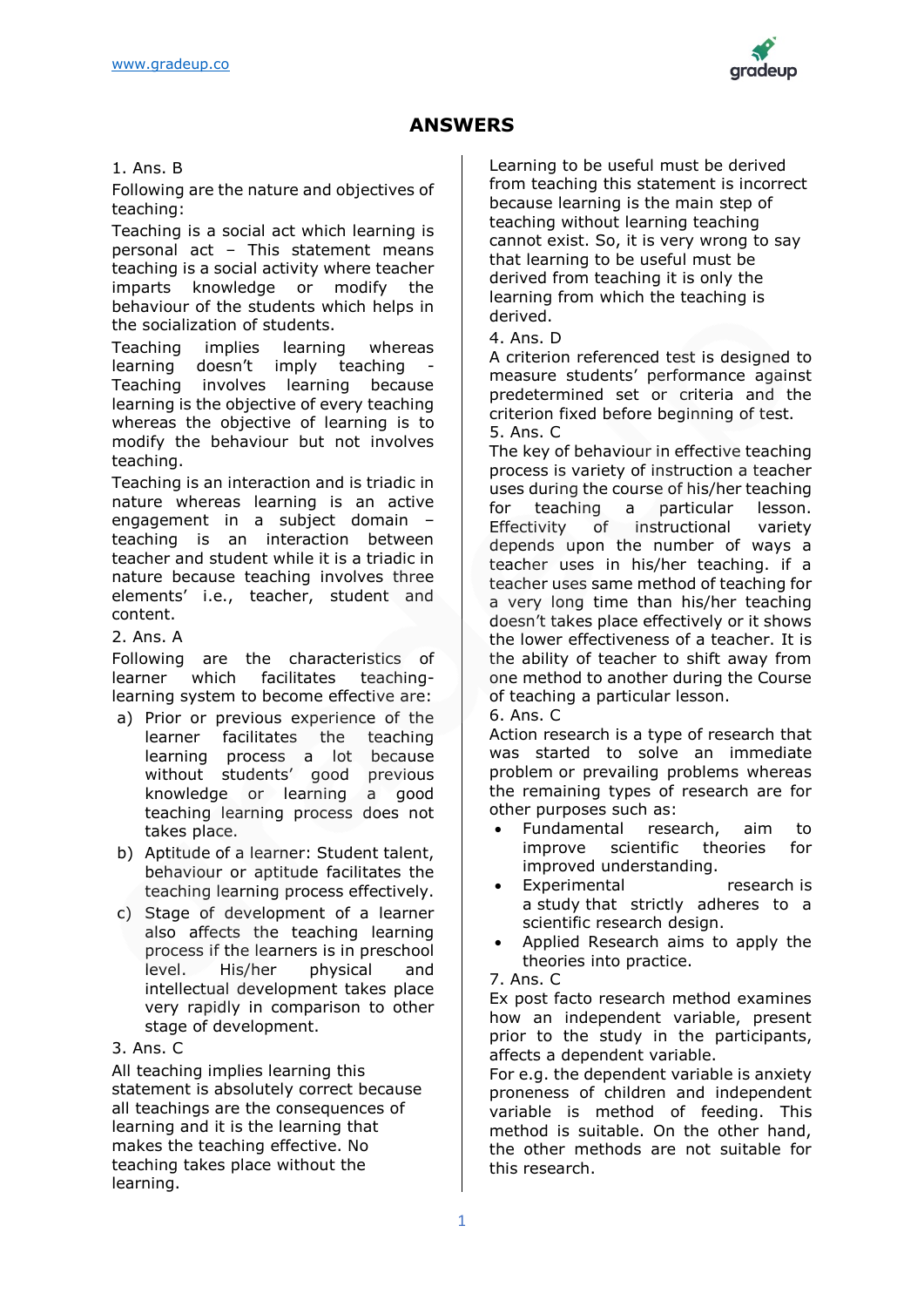# ANSWERS

1. Ans. B

Following are the nature and objectives of teaching:

Teaching is a social act which learning is personal act – This statement means teaching is a social activity where teacher imparts knowledge or modify the behaviour of the students which helps in the socialization of students.

Teaching implies learning whereas learning doesn't imply teaching - Teaching involves learning because learning is the objective of every teaching whereas the objective of learning is to modify the behaviour but not involves teaching.

Teaching is an interaction and is triadic in nature whereas learning is an active engagement in a subject domain – teaching is an interaction between teacher and student while it is a triadic in nature because teaching involves three elements' i.e., teacher, student and content.

2. Ans. A

Following are the characteristics of learner which facilitates teaching-learning system to become effective are:

a) Prior or previous experience of the learner facilitates the teaching learning process a lot because without students' good previous knowledge or learning a good teaching learning process does not takes place.

b) Aptitude of a learner: Student talent, behaviour or aptitude facilitates the teaching learning process effectively.

c) Stage of development of a learner also affects the teaching learning process if the learners is in preschool level. His/her physical and intellectual development takes place very rapidly in comparison to other stage of development.

3. Ans. C

All teaching implies learning this statement is absolutely correct because all teachings are the consequences of learning and it is the learning that makes the teaching effective. No teaching takes place without the learning.

Learning to be useful must be derived from teaching this statement is incorrect because learning is the main step of teaching without learning teaching cannot exist. So, it is very wrong to say that learning to be useful must be derived from teaching it is only the learning from which the teaching is derived.

4. Ans. D

A criterion referenced test is designed to measure students' performance against predetermined set or criteria and the criterion fixed before beginning of test.

5. Ans. C

The key of behaviour in effective teaching process is variety of instruction a teacher uses during the course of his/her teaching for teaching a particular lesson. Effectivity of instructional variety depends upon the number of ways a teacher uses in his/her teaching. if a teacher uses same method of teaching for a very long time than his/her teaching doesn't takes place effectively or it shows the lower effectiveness of a teacher. It is the ability of teacher to shift away from one method to another during the Course of teaching a particular lesson.

6. Ans. C

Action research is a type of research that was started to solve an immediate problem or prevailing problems whereas the remaining types of research are for other purposes such as:

- Fundamental research, aim to improve scientific theories for improved understanding.
- Experimental research is a study that strictly adheres to a scientific research design.
- Applied Research aims to apply the theories into practice.

7. Ans. C

Ex post facto research method examines how an independent variable, present prior to the study in the participants, affects a dependent variable.

For e.g. the dependent variable is anxiety proneness of children and independent variable is method of feeding. This method is suitable. On the other hand, the other methods are not suitable for this research.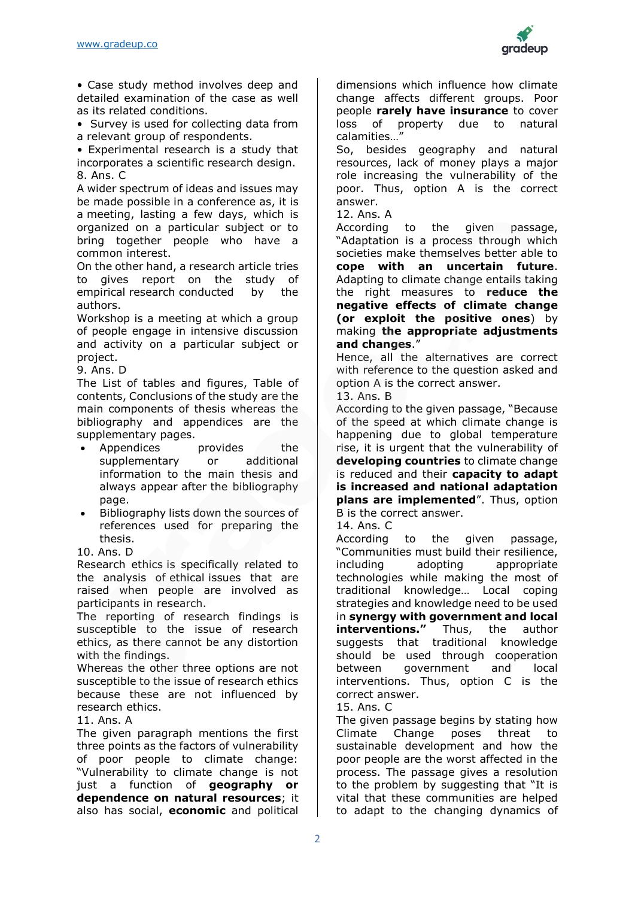• Case study method involves deep and detailed examination of the case as well as its related conditions.
• Survey is used for collecting data from a relevant group of respondents.
• Experimental research is a study that incorporates a scientific research design.

8. Ans. C

A wider spectrum of ideas and issues may be made possible in a conference as, it is a meeting, lasting a few days, which is organized on a particular subject or to bring together people who have a common interest.

On the other hand, a research article tries to gives report on the study of empirical research conducted by the authors.

Workshop is a meeting at which a group of people engage in intensive discussion and activity on a particular subject or project.

9. Ans. D

The List of tables and figures, Table of contents, Conclusions of the study are the main components of thesis whereas the bibliography and appendices are the supplementary pages.

- Appendices provides the supplementary or additional information to the main thesis and always appear after the bibliography page.
- Bibliography lists down the sources of references used for preparing the thesis.

10. Ans. D

Research ethics is specifically related to the analysis of ethical issues that are raised when people are involved as participants in research.

The reporting of research findings is susceptible to the issue of research ethics, as there cannot be any distortion with the findings.

Whereas the other three options are not susceptible to the issue of research ethics because these are not influenced by research ethics.

11. Ans. A

The given paragraph mentions the first three points as the factors of vulnerability of poor people to climate change: "Vulnerability to climate change is not just a function of **geography or dependence on natural resources**; it also has social, **economic** and political dimensions which influence how climate change affects different groups. Poor people **rarely have insurance** to cover loss of property due to natural calamities…"

So, besides geography and natural resources, lack of money plays a major role increasing the vulnerability of the poor. Thus, option A is the correct answer.

12. Ans. A

According to the given passage, "Adaptation is a process through which societies make themselves better able to **cope with an uncertain future**. Adapting to climate change entails taking the right measures to **reduce the negative effects of climate change (or exploit the positive ones**) by making **the appropriate adjustments and changes**."

Hence, all the alternatives are correct with reference to the question asked and option A is the correct answer.

13. Ans. B

According to the given passage, "Because of the speed at which climate change is happening due to global temperature rise, it is urgent that the vulnerability of **developing countries** to climate change is reduced and their **capacity to adapt is increased and national adaptation plans are implemented**". Thus, option B is the correct answer.

14. Ans. C

According to the given passage, "Communities must build their resilience, including adopting appropriate technologies while making the most of traditional knowledge… Local coping strategies and knowledge need to be used in **synergy with government and local interventions."** Thus, the author suggests that traditional knowledge should be used through cooperation between government and local interventions. Thus, option C is the correct answer.

15. Ans. C

The given passage begins by stating how Climate Change poses threat to sustainable development and how the poor people are the worst affected in the process. The passage gives a resolution to the problem by suggesting that "It is vital that these communities are helped to adapt to the changing dynamics of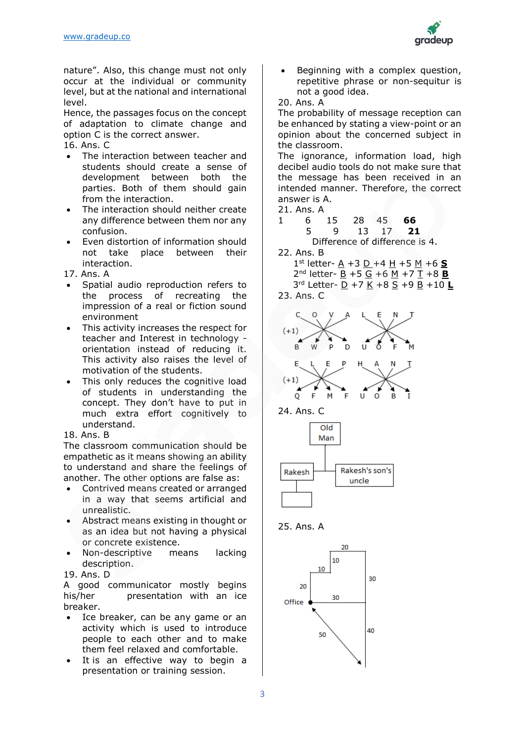nature". Also, this change must not only occur at the individual or community level, but at the national and international level.

Hence, the passages focus on the concept of adaptation to climate change and option C is the correct answer.

16. Ans. C

- The interaction between teacher and students should create a sense of development between both the parties. Both of them should gain from the interaction.
- The interaction should neither create any difference between them nor any confusion.
- Even distortion of information should not take place between their interaction.

17. Ans. A

- Spatial audio reproduction refers to the process of recreating the impression of a real or fiction sound environment
- This activity increases the respect for teacher and Interest in technology - orientation instead of reducing it. This activity also raises the level of motivation of the students.
- This only reduces the cognitive load of students in understanding the concept. They don't have to put in much extra effort cognitively to understand.

18. Ans. B

The classroom communication should be empathetic as it means showing an ability to understand and share the feelings of another. The other options are false as:

- Contrived means created or arranged in a way that seems artificial and unrealistic.
- Abstract means existing in thought or as an idea but not having a physical or concrete existence.
- Non-descriptive means lacking description.

19. Ans. D

A good communicator mostly begins his/her presentation with an ice breaker.

- Ice breaker, can be any game or an activity which is used to introduce people to each other and to make them feel relaxed and comfortable.
- It is an effective way to begin a presentation or training session.
- Beginning with a complex question, repetitive phrase or non-sequitur is not a good idea.

20. Ans. A

The probability of message reception can be enhanced by stating a view-point or an opinion about the concerned subject in the classroom.

The ignorance, information load, high decibel audio tools do not make sure that the message has been received in an intended manner. Therefore, the correct answer is A.

21. Ans. A

1 &nbsp;&nbsp; 6 &nbsp;&nbsp; 15 &nbsp;&nbsp; 28 &nbsp;&nbsp; 45 &nbsp;&nbsp; **66**

&nbsp;&nbsp; 5 &nbsp;&nbsp; 9 &nbsp;&nbsp; 13 &nbsp;&nbsp; 17 &nbsp;&nbsp; **21**

Difference of difference is 4.

22. Ans. B

1st letter- A +3 D +4 H +5 M +6 **S**

2nd letter- B +5 G +6 M +7 T +8 **B**

3rd Letter- D +7 K +8 S +9 B +10 **L**

23. Ans. C

C O V A L E N T → (+1) → B W P D U O F M

E L E P H A N T → (+1) → Q F M F U O B I

24. Ans. C

Old Man — Rakesh — Rakesh's son's uncle

25. Ans. A

Office — 20, 10, 10, 20, 30, 30, 40, 50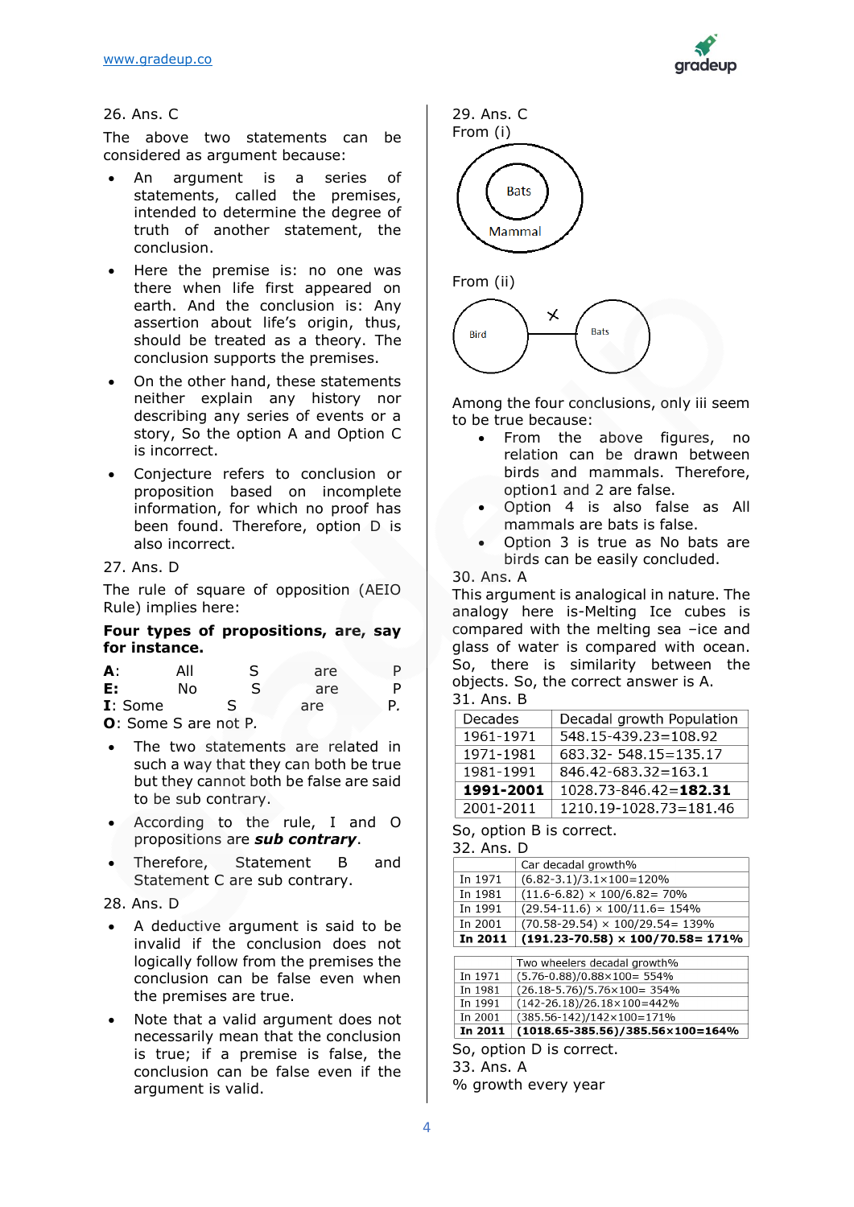26. Ans. C

The above two statements can be considered as argument because:

- An argument is a series of statements, called the premises, intended to determine the degree of truth of another statement, the conclusion.
- Here the premise is: no one was there when life first appeared on earth. And the conclusion is: Any assertion about life's origin, thus, should be treated as a theory. The conclusion supports the premises.
- On the other hand, these statements neither explain any history nor describing any series of events or a story, So the option A and Option C is incorrect.
- Conjecture refers to conclusion or proposition based on incomplete information, for which no proof has been found. Therefore, option D is also incorrect.

27. Ans. D

The rule of square of opposition (AEIO Rule) implies here:

**Four types of propositions, are, say for instance.**

**A**: All S are P
**E:** No S are P
**I**: Some S are P.
**O**: Some S are not P.

- The two statements are related in such a way that they can both be true but they cannot both be false are said to be sub contrary.
- According to the rule, I and O propositions are ***sub contrary***.
- Therefore, Statement B and Statement C are sub contrary.

28. Ans. D

- A deductive argument is said to be invalid if the conclusion does not logically follow from the premises the conclusion can be false even when the premises are true.
- Note that a valid argument does not necessarily mean that the conclusion is true; if a premise is false, the conclusion can be false even if the argument is valid.

29. Ans. C

From (i)

Bats

Mammal

From (ii)

Bird ✕ Bats

Among the four conclusions, only iii seem to be true because:

- From the above figures, no relation can be drawn between birds and mammals. Therefore, option1 and 2 are false.
- Option 4 is also false as All mammals are bats is false.
- Option 3 is true as No bats are birds can be easily concluded.

30. Ans. A

This argument is analogical in nature. The analogy here is-Melting Ice cubes is compared with the melting sea –ice and glass of water is compared with ocean. So, there is similarity between the objects. So, the correct answer is A.

31. Ans. B

| Decades | Decadal growth Population |
| --- | --- |
| 1961-1971 | 548.15-439.23=108.92 |
| 1971-1981 | 683.32- 548.15=135.17 |
| 1981-1991 | 846.42-683.32=163.1 |
| **1991-2001** | 1028.73-846.42=**182.31** |
| 2001-2011 | 1210.19-1028.73=181.46 |

So, option B is correct.

32. Ans. D

| | Car decadal growth% |
| --- | --- |
| In 1971 | (6.82-3.1)/3.1×100=120% |
| In 1981 | (11.6-6.82) × 100/6.82= 70% |
| In 1991 | (29.54-11.6) × 100/11.6= 154% |
| In 2001 | (70.58-29.54) × 100/29.54= 139% |
| **In 2011** | **(191.23-70.58) × 100/70.58= 171%** |

| | Two wheelers decadal growth% |
| --- | --- |
| In 1971 | (5.76-0.88)/0.88×100= 554% |
| In 1981 | (26.18-5.76)/5.76×100= 354% |
| In 1991 | (142-26.18)/26.18×100=442% |
| In 2001 | (385.56-142)/142×100=171% |
| **In 2011** | **(1018.65-385.56)/385.56×100=164%** |

So, option D is correct.

33. Ans. A

% growth every year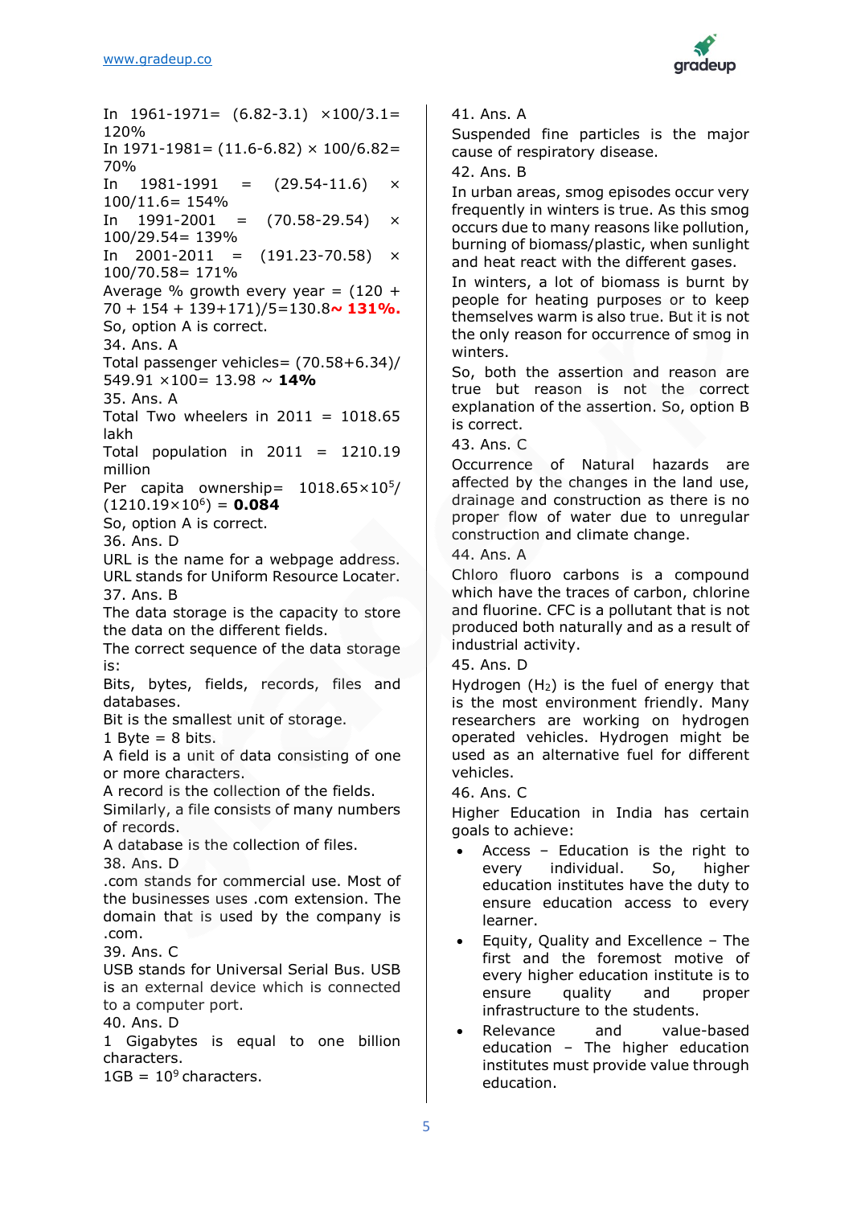In 1961-1971= (6.82-3.1) ×100/3.1= 120%

In 1971-1981= (11.6-6.82) × 100/6.82= 70%

In 1981-1991 = (29.54-11.6) × 100/11.6= 154%

In 1991-2001 = (70.58-29.54) × 100/29.54= 139%

In 2001-2011 = (191.23-70.58) × 100/70.58= 171%

Average % growth every year = (120 + 70 + 154 + 139+171)/5=130.8~ **131%.**

So, option A is correct.

34. Ans. A

Total passenger vehicles= (70.58+6.34)/ 549.91 ×100= 13.98 ~ **14%**

35. Ans. A

Total Two wheelers in 2011 = 1018.65 lakh

Total population in 2011 = 1210.19 million

Per capita ownership= $1018.65 \times 10^5$/ $(1210.19 \times 10^6)$ = **0.084**

So, option A is correct.

36. Ans. D

URL is the name for a webpage address. URL stands for Uniform Resource Locater.

37. Ans. B

The data storage is the capacity to store the data on the different fields.

The correct sequence of the data storage is:

Bits, bytes, fields, records, files and databases.

Bit is the smallest unit of storage.

1 Byte = 8 bits.

A field is a unit of data consisting of one or more characters.

A record is the collection of the fields.

Similarly, a file consists of many numbers of records.

A database is the collection of files.

38. Ans. D

.com stands for commercial use. Most of the businesses uses .com extension. The domain that is used by the company is .com.

39. Ans. C

USB stands for Universal Serial Bus. USB is an external device which is connected to a computer port.

40. Ans. D

1 Gigabytes is equal to one billion characters.

1GB = $10^9$ characters.

41. Ans. A

Suspended fine particles is the major cause of respiratory disease.

42. Ans. B

In urban areas, smog episodes occur very frequently in winters is true. As this smog occurs due to many reasons like pollution, burning of biomass/plastic, when sunlight and heat react with the different gases.

In winters, a lot of biomass is burnt by people for heating purposes or to keep themselves warm is also true. But it is not the only reason for occurrence of smog in winters.

So, both the assertion and reason are true but reason is not the correct explanation of the assertion. So, option B is correct.

43. Ans. C

Occurrence of Natural hazards are affected by the changes in the land use, drainage and construction as there is no proper flow of water due to unregular construction and climate change.

44. Ans. A

Chloro fluoro carbons is a compound which have the traces of carbon, chlorine and fluorine. CFC is a pollutant that is not produced both naturally and as a result of industrial activity.

45. Ans. D

Hydrogen ($H_2$) is the fuel of energy that is the most environment friendly. Many researchers are working on hydrogen operated vehicles. Hydrogen might be used as an alternative fuel for different vehicles.

46. Ans. C

Higher Education in India has certain goals to achieve:

- Access – Education is the right to every individual. So, higher education institutes have the duty to ensure education access to every learner.
- Equity, Quality and Excellence – The first and the foremost motive of every higher education institute is to ensure quality and proper infrastructure to the students.
- Relevance and value-based education – The higher education institutes must provide value through education.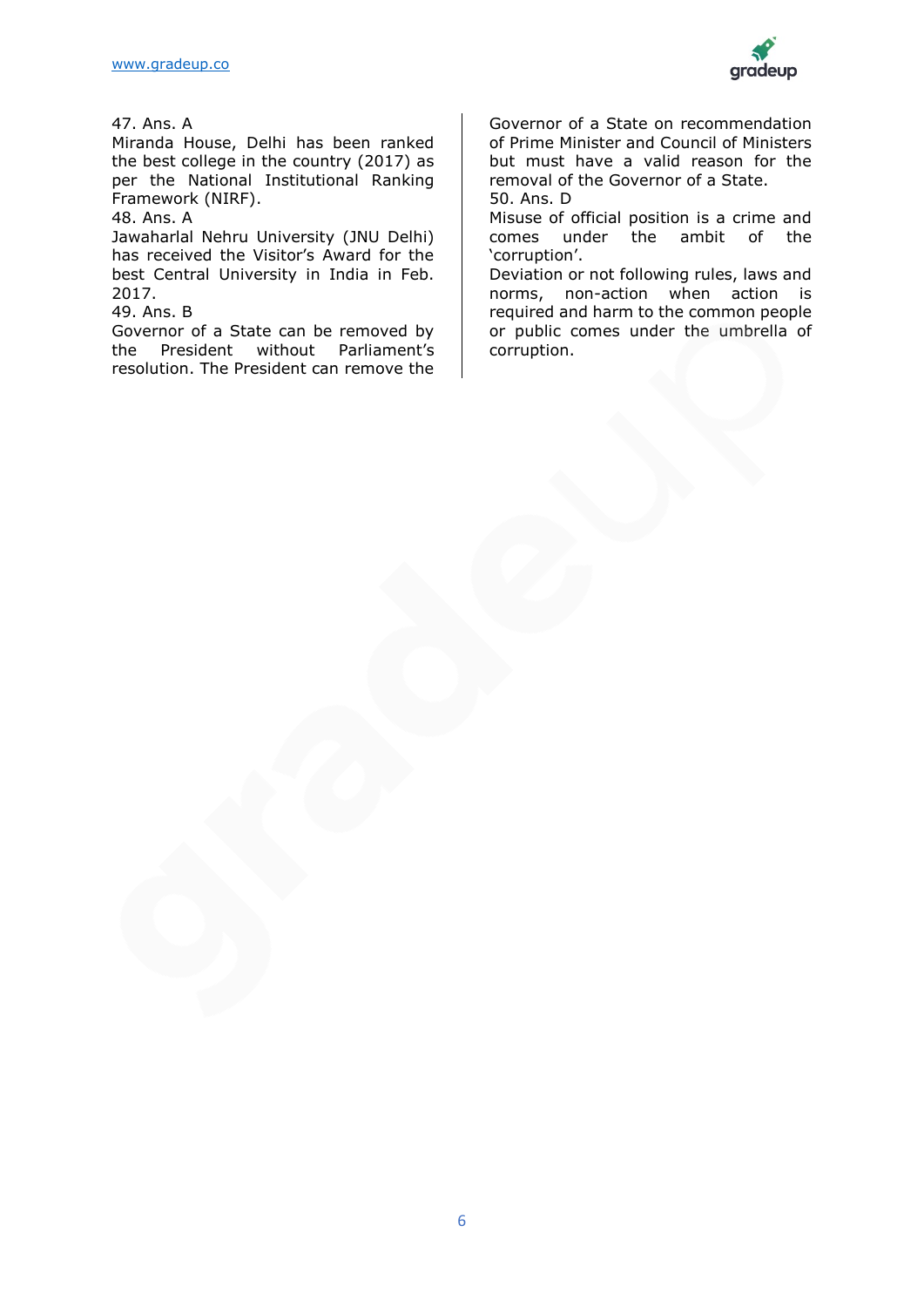47. Ans. A

Miranda House, Delhi has been ranked the best college in the country (2017) as per the National Institutional Ranking Framework (NIRF).

48. Ans. A

Jawaharlal Nehru University (JNU Delhi) has received the Visitor's Award for the best Central University in India in Feb. 2017.

49. Ans. B

Governor of a State can be removed by the President without Parliament's resolution. The President can remove the Governor of a State on recommendation of Prime Minister and Council of Ministers but must have a valid reason for the removal of the Governor of a State.

50. Ans. D

Misuse of official position is a crime and comes under the ambit of the 'corruption'.

Deviation or not following rules, laws and norms, non-action when action is required and harm to the common people or public comes under the umbrella of corruption.